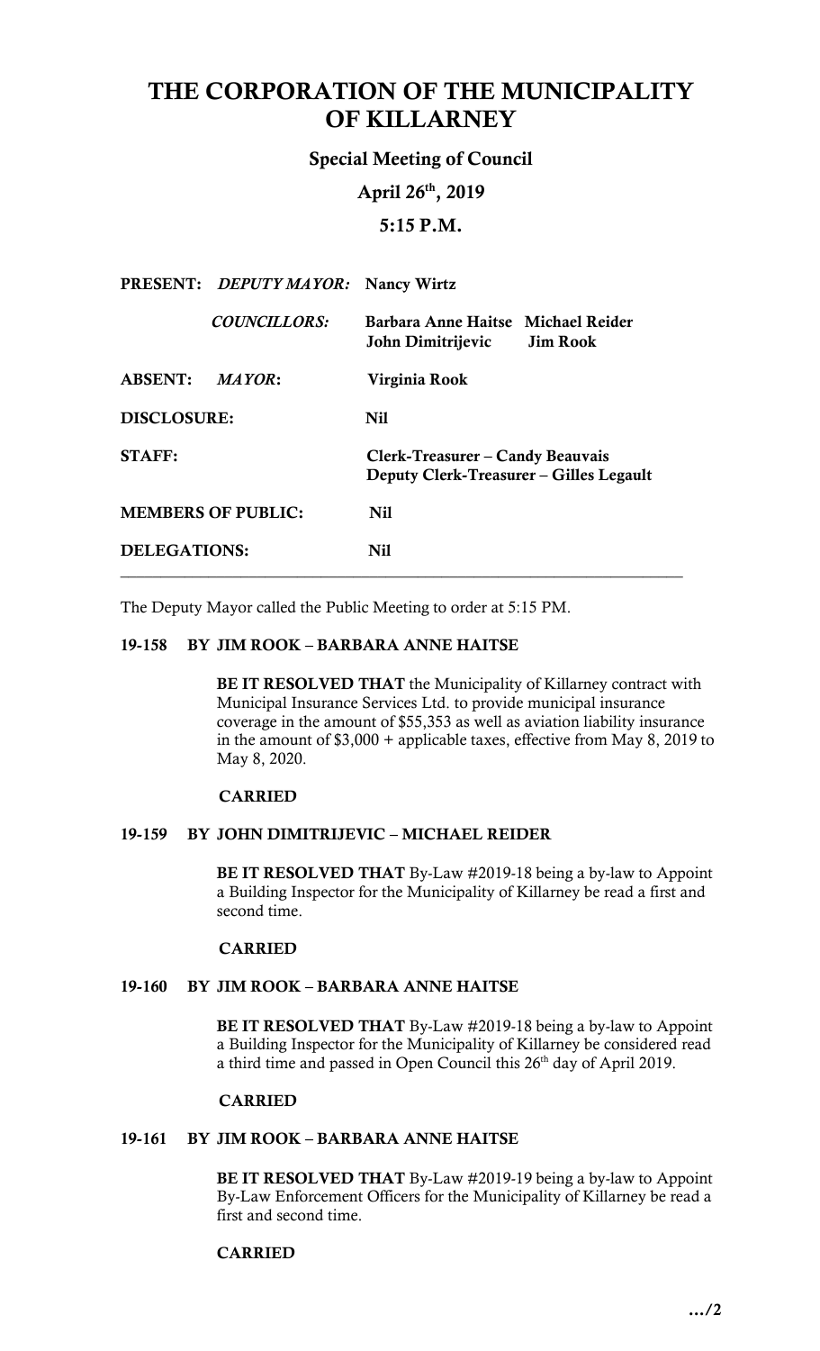# THE CORPORATION OF THE MUNICIPALITY OF KILLARNEY

## Special Meeting of Council

### April 26th, 2019

### 5:15 P.M.

| | | |
|---|---|---|
| **PRESENT:** | ***DEPUTY MAYOR:*** | **Nancy Wirtz** |
| | ***COUNCILLORS:*** | **Barbara Anne Haitse Michael Reider** <br> **John Dimitrijevic Jim Rook** |
| **ABSENT:** | ***MAYOR*:** | **Virginia Rook** |
| **DISCLOSURE:** | | **Nil** |
| **STAFF:** | | **Clerk-Treasurer – Candy Beauvais** <br> **Deputy Clerk-Treasurer – Gilles Legault** |
| **MEMBERS OF PUBLIC:** | | **Nil** |
| **DELEGATIONS:** | | **Nil** |

---

The Deputy Mayor called the Public Meeting to order at 5:15 PM.

**19-158 BY JIM ROOK – BARBARA ANNE HAITSE**

**BE IT RESOLVED THAT** the Municipality of Killarney contract with Municipal Insurance Services Ltd. to provide municipal insurance coverage in the amount of $55,353 as well as aviation liability insurance in the amount of $3,000 + applicable taxes, effective from May 8, 2019 to May 8, 2020.

**CARRIED**

**19-159 BY JOHN DIMITRIJEVIC – MICHAEL REIDER**

**BE IT RESOLVED THAT** By-Law #2019-18 being a by-law to Appoint a Building Inspector for the Municipality of Killarney be read a first and second time.

**CARRIED**

**19-160 BY JIM ROOK – BARBARA ANNE HAITSE**

**BE IT RESOLVED THAT** By-Law #2019-18 being a by-law to Appoint a Building Inspector for the Municipality of Killarney be considered read a third time and passed in Open Council this 26th day of April 2019.

**CARRIED**

**19-161 BY JIM ROOK – BARBARA ANNE HAITSE**

**BE IT RESOLVED THAT** By-Law #2019-19 being a by-law to Appoint By-Law Enforcement Officers for the Municipality of Killarney be read a first and second time.

**CARRIED**

**…/2**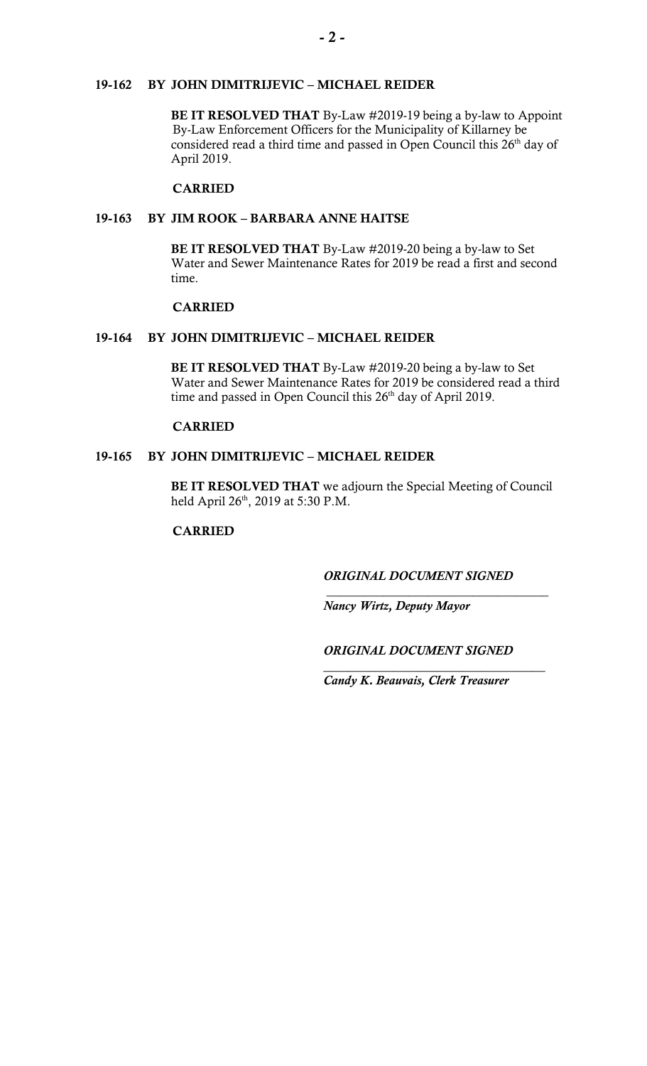**19-162 BY JOHN DIMITRIJEVIC – MICHAEL REIDER**

**BE IT RESOLVED THAT** By-Law #2019-19 being a by-law to Appoint By-Law Enforcement Officers for the Municipality of Killarney be considered read a third time and passed in Open Council this 26th day of April 2019.

**CARRIED**

**19-163 BY JIM ROOK – BARBARA ANNE HAITSE**

**BE IT RESOLVED THAT** By-Law #2019-20 being a by-law to Set Water and Sewer Maintenance Rates for 2019 be read a first and second time.

**CARRIED**

**19-164 BY JOHN DIMITRIJEVIC – MICHAEL REIDER**

**BE IT RESOLVED THAT** By-Law #2019-20 being a by-law to Set Water and Sewer Maintenance Rates for 2019 be considered read a third time and passed in Open Council this 26th day of April 2019.

**CARRIED**

**19-165 BY JOHN DIMITRIJEVIC – MICHAEL REIDER**

**BE IT RESOLVED THAT** we adjourn the Special Meeting of Council held April 26th, 2019 at 5:30 P.M.

**CARRIED**

***ORIGINAL DOCUMENT SIGNED***

___________________________________

***Nancy Wirtz, Deputy Mayor***

***ORIGINAL DOCUMENT SIGNED***

___________________________________

***Candy K. Beauvais, Clerk Treasurer***